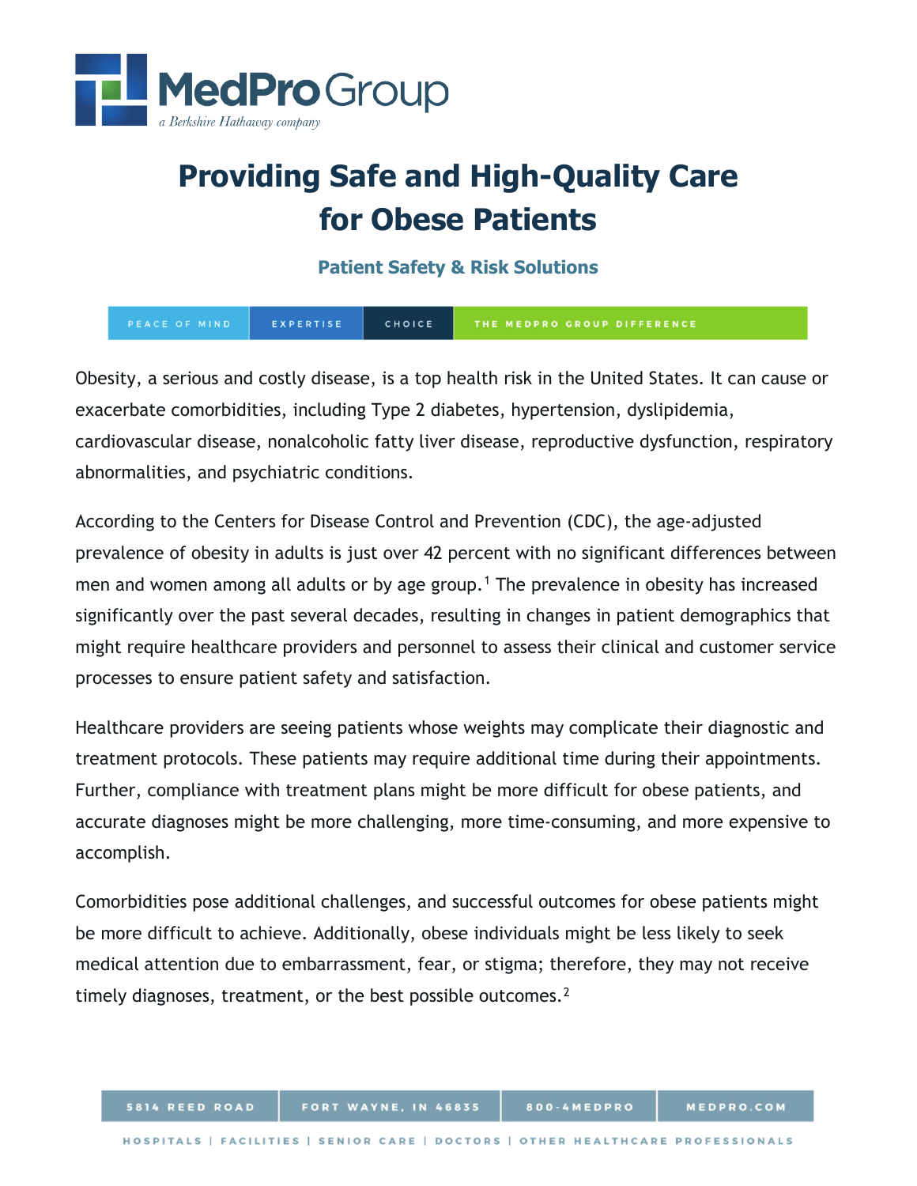# Providing Safe and High-Quality Care for Obese Patients

## Patient Safety & Risk Solutions

Obesity, a serious and costly disease, is a top health risk in the United States. It can cause or exacerbate comorbidities, including Type 2 diabetes, hypertension, dyslipidemia, cardiovascular disease, nonalcoholic fatty liver disease, reproductive dysfunction, respiratory abnormalities, and psychiatric conditions.

According to the Centers for Disease Control and Prevention (CDC), the age-adjusted prevalence of obesity in adults is just over 42 percent with no significant differences between men and women among all adults or by age group.[1] The prevalence in obesity has increased significantly over the past several decades, resulting in changes in patient demographics that might require healthcare providers and personnel to assess their clinical and customer service processes to ensure patient safety and satisfaction.

Healthcare providers are seeing patients whose weights may complicate their diagnostic and treatment protocols. These patients may require additional time during their appointments. Further, compliance with treatment plans might be more difficult for obese patients, and accurate diagnoses might be more challenging, more time-consuming, and more expensive to accomplish.

Comorbidities pose additional challenges, and successful outcomes for obese patients might be more difficult to achieve. Additionally, obese individuals might be less likely to seek medical attention due to embarrassment, fear, or stigma; therefore, they may not receive timely diagnoses, treatment, or the best possible outcomes.[2]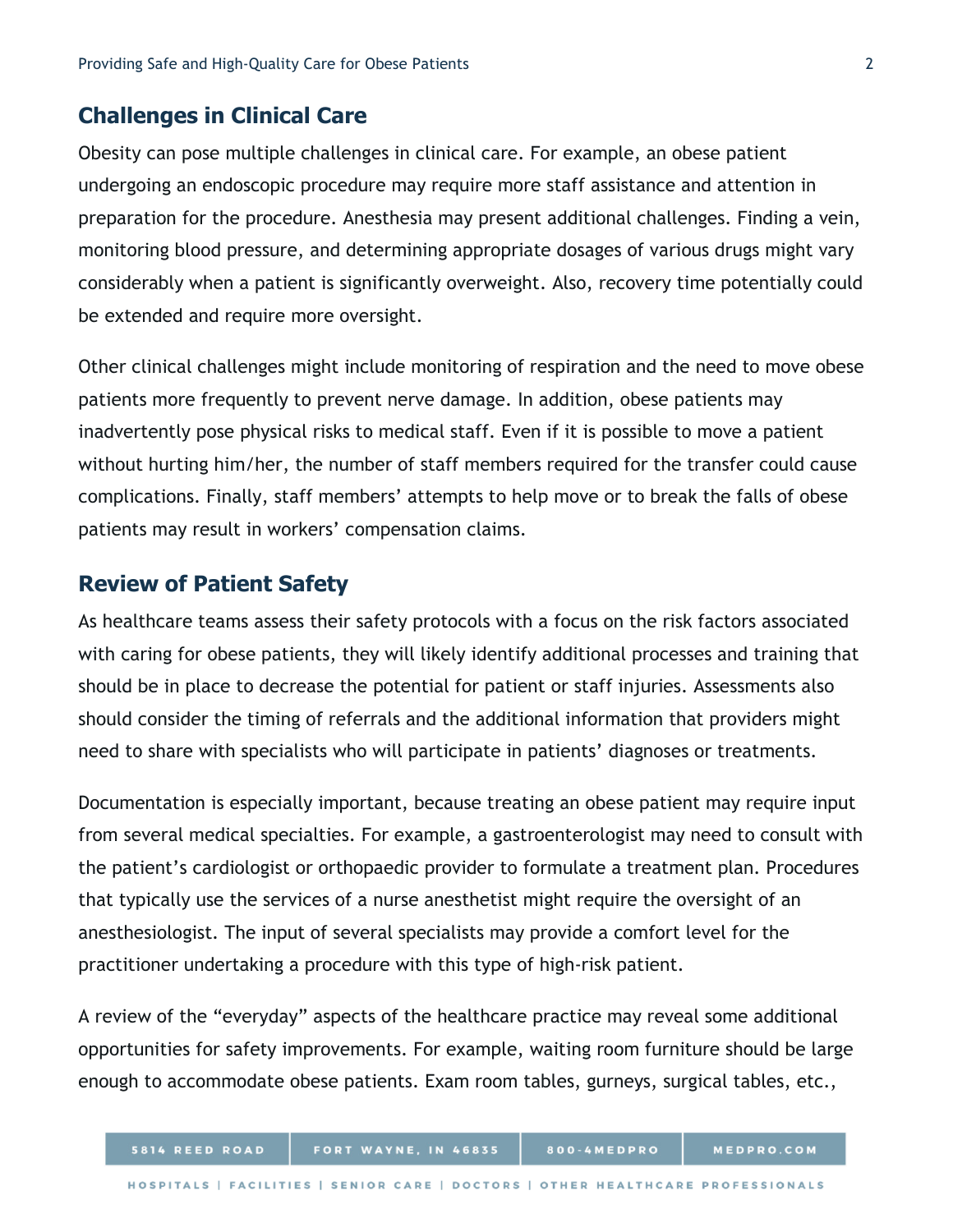## Challenges in Clinical Care

Obesity can pose multiple challenges in clinical care. For example, an obese patient undergoing an endoscopic procedure may require more staff assistance and attention in preparation for the procedure. Anesthesia may present additional challenges. Finding a vein, monitoring blood pressure, and determining appropriate dosages of various drugs might vary considerably when a patient is significantly overweight. Also, recovery time potentially could be extended and require more oversight.

Other clinical challenges might include monitoring of respiration and the need to move obese patients more frequently to prevent nerve damage. In addition, obese patients may inadvertently pose physical risks to medical staff. Even if it is possible to move a patient without hurting him/her, the number of staff members required for the transfer could cause complications. Finally, staff members' attempts to help move or to break the falls of obese patients may result in workers' compensation claims.

## Review of Patient Safety

As healthcare teams assess their safety protocols with a focus on the risk factors associated with caring for obese patients, they will likely identify additional processes and training that should be in place to decrease the potential for patient or staff injuries. Assessments also should consider the timing of referrals and the additional information that providers might need to share with specialists who will participate in patients' diagnoses or treatments.

Documentation is especially important, because treating an obese patient may require input from several medical specialties. For example, a gastroenterologist may need to consult with the patient's cardiologist or orthopaedic provider to formulate a treatment plan. Procedures that typically use the services of a nurse anesthetist might require the oversight of an anesthesiologist. The input of several specialists may provide a comfort level for the practitioner undertaking a procedure with this type of high-risk patient.

A review of the "everyday" aspects of the healthcare practice may reveal some additional opportunities for safety improvements. For example, waiting room furniture should be large enough to accommodate obese patients. Exam room tables, gurneys, surgical tables, etc.,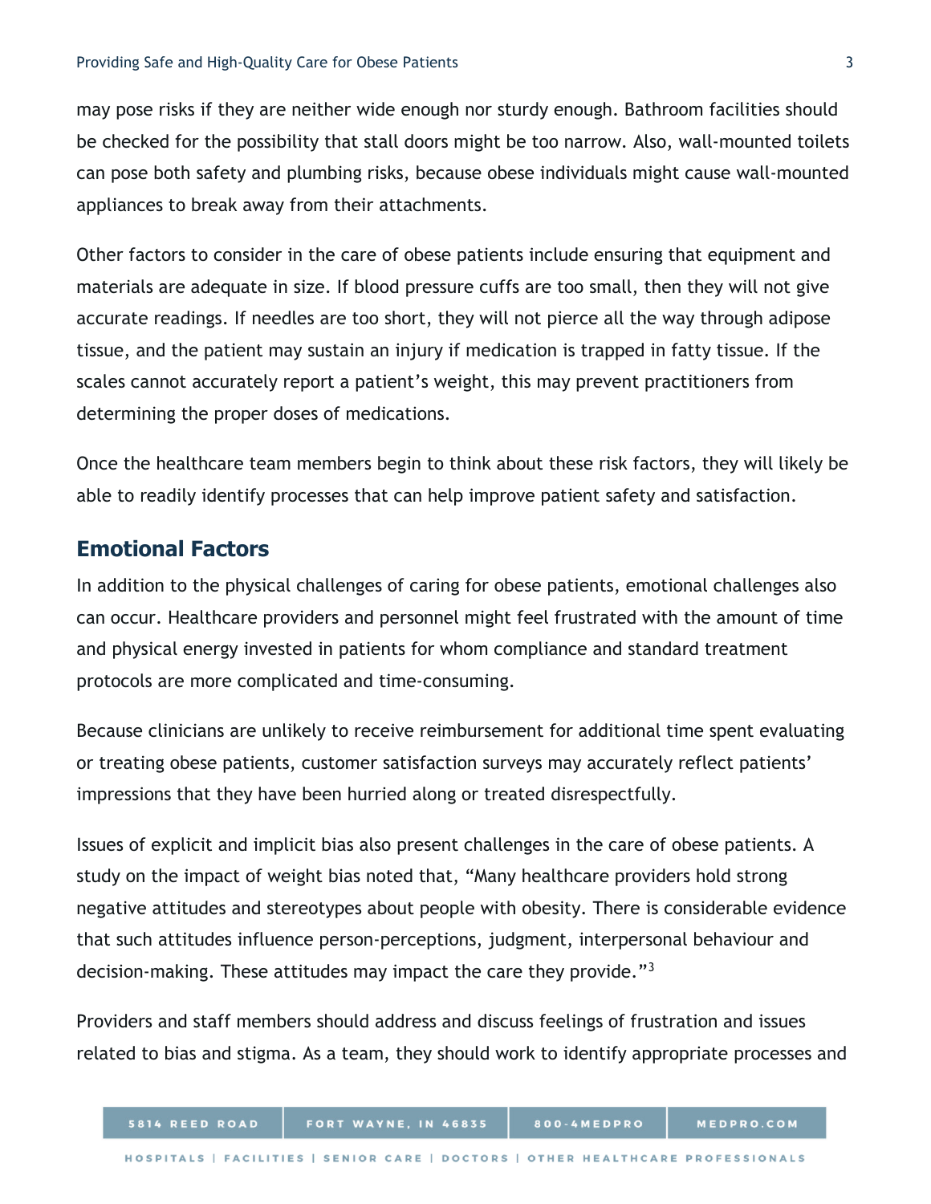may pose risks if they are neither wide enough nor sturdy enough. Bathroom facilities should be checked for the possibility that stall doors might be too narrow. Also, wall-mounted toilets can pose both safety and plumbing risks, because obese individuals might cause wall-mounted appliances to break away from their attachments.

Other factors to consider in the care of obese patients include ensuring that equipment and materials are adequate in size. If blood pressure cuffs are too small, then they will not give accurate readings. If needles are too short, they will not pierce all the way through adipose tissue, and the patient may sustain an injury if medication is trapped in fatty tissue. If the scales cannot accurately report a patient's weight, this may prevent practitioners from determining the proper doses of medications.

Once the healthcare team members begin to think about these risk factors, they will likely be able to readily identify processes that can help improve patient safety and satisfaction.

## Emotional Factors

In addition to the physical challenges of caring for obese patients, emotional challenges also can occur. Healthcare providers and personnel might feel frustrated with the amount of time and physical energy invested in patients for whom compliance and standard treatment protocols are more complicated and time-consuming.

Because clinicians are unlikely to receive reimbursement for additional time spent evaluating or treating obese patients, customer satisfaction surveys may accurately reflect patients' impressions that they have been hurried along or treated disrespectfully.

Issues of explicit and implicit bias also present challenges in the care of obese patients. A study on the impact of weight bias noted that, "Many healthcare providers hold strong negative attitudes and stereotypes about people with obesity. There is considerable evidence that such attitudes influence person-perceptions, judgment, interpersonal behaviour and decision-making. These attitudes may impact the care they provide."[3]

Providers and staff members should address and discuss feelings of frustration and issues related to bias and stigma. As a team, they should work to identify appropriate processes and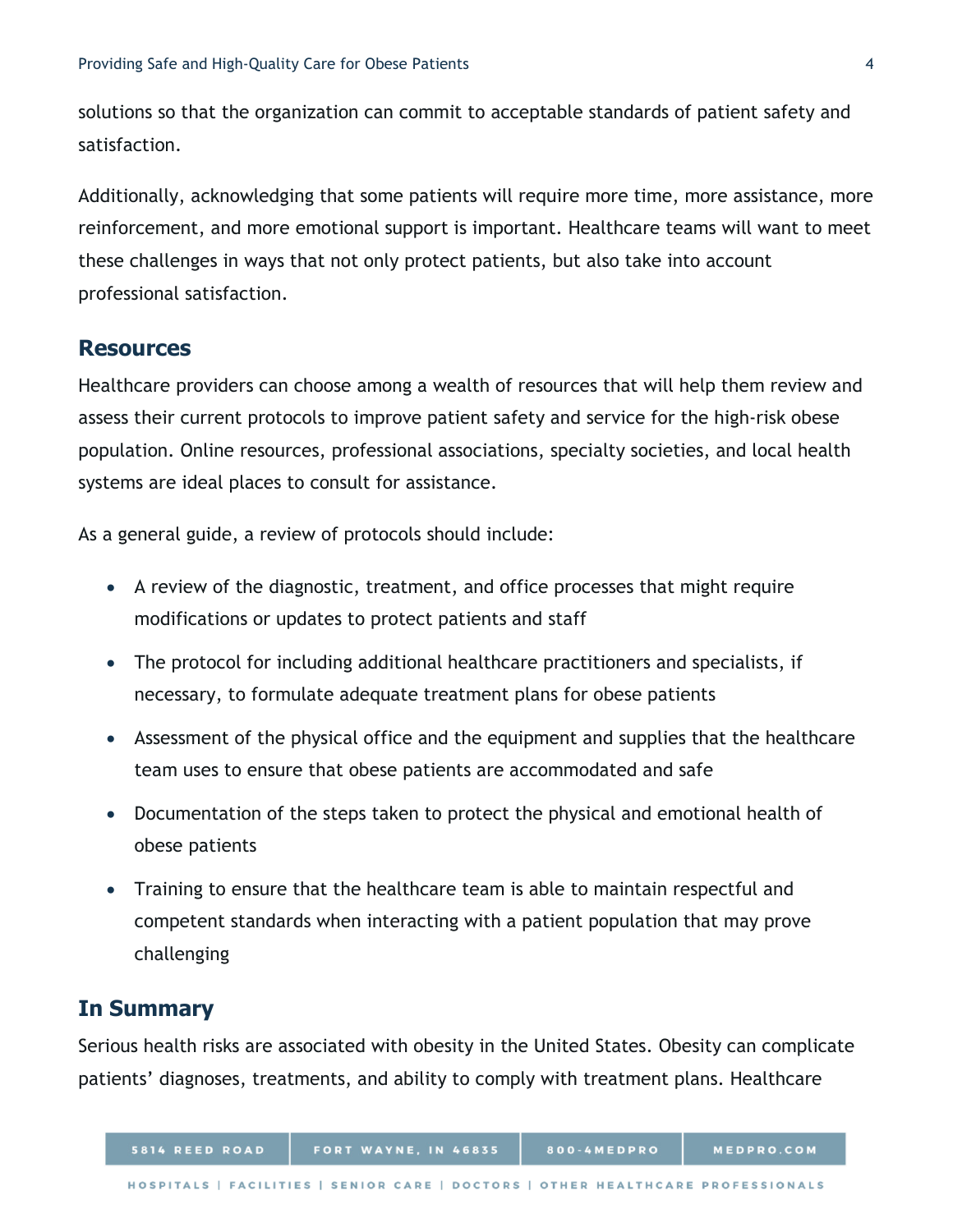solutions so that the organization can commit to acceptable standards of patient safety and satisfaction.

Additionally, acknowledging that some patients will require more time, more assistance, more reinforcement, and more emotional support is important. Healthcare teams will want to meet these challenges in ways that not only protect patients, but also take into account professional satisfaction.

## Resources

Healthcare providers can choose among a wealth of resources that will help them review and assess their current protocols to improve patient safety and service for the high-risk obese population. Online resources, professional associations, specialty societies, and local health systems are ideal places to consult for assistance.

As a general guide, a review of protocols should include:

- A review of the diagnostic, treatment, and office processes that might require modifications or updates to protect patients and staff
- The protocol for including additional healthcare practitioners and specialists, if necessary, to formulate adequate treatment plans for obese patients
- Assessment of the physical office and the equipment and supplies that the healthcare team uses to ensure that obese patients are accommodated and safe
- Documentation of the steps taken to protect the physical and emotional health of obese patients
- Training to ensure that the healthcare team is able to maintain respectful and competent standards when interacting with a patient population that may prove challenging

## In Summary

Serious health risks are associated with obesity in the United States. Obesity can complicate patients' diagnoses, treatments, and ability to comply with treatment plans. Healthcare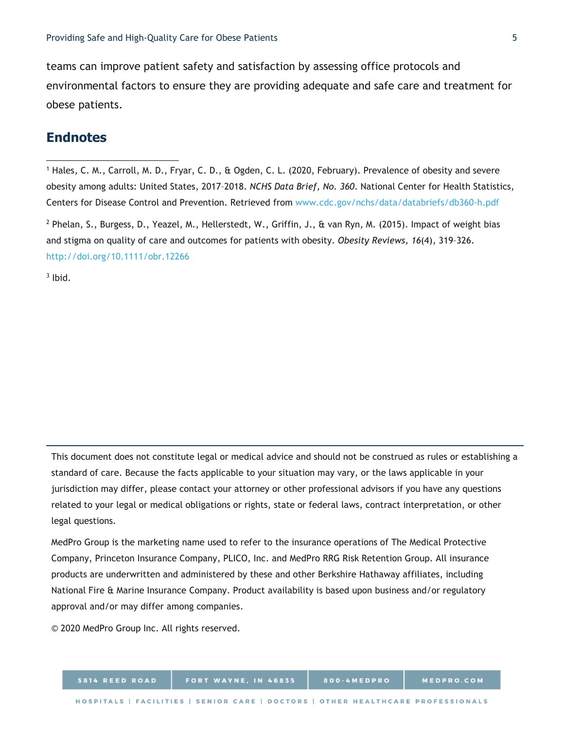teams can improve patient safety and satisfaction by assessing office protocols and environmental factors to ensure they are providing adequate and safe care and treatment for obese patients.

## Endnotes

[1] Hales, C. M., Carroll, M. D., Fryar, C. D., & Ogden, C. L. (2020, February). Prevalence of obesity and severe obesity among adults: United States, 2017–2018. *NCHS Data Brief, No. 360*. National Center for Health Statistics, Centers for Disease Control and Prevention. Retrieved from www.cdc.gov/nchs/data/databriefs/db360-h.pdf

[2] Phelan, S., Burgess, D., Yeazel, M., Hellerstedt, W., Griffin, J., & van Ryn, M. (2015). Impact of weight bias and stigma on quality of care and outcomes for patients with obesity. *Obesity Reviews, 16*(4), 319–326. http://doi.org/10.1111/obr.12266

[3] Ibid.

---

This document does not constitute legal or medical advice and should not be construed as rules or establishing a standard of care. Because the facts applicable to your situation may vary, or the laws applicable in your jurisdiction may differ, please contact your attorney or other professional advisors if you have any questions related to your legal or medical obligations or rights, state or federal laws, contract interpretation, or other legal questions.

MedPro Group is the marketing name used to refer to the insurance operations of The Medical Protective Company, Princeton Insurance Company, PLICO, Inc. and MedPro RRG Risk Retention Group. All insurance products are underwritten and administered by these and other Berkshire Hathaway affiliates, including National Fire & Marine Insurance Company. Product availability is based upon business and/or regulatory approval and/or may differ among companies.

© 2020 MedPro Group Inc. All rights reserved.

5814 REED ROAD | FORT WAYNE, IN 46835 | 800-4MEDPRO | MEDPRO.COM

HOSPITALS | FACILITIES | SENIOR CARE | DOCTORS | OTHER HEALTHCARE PROFESSIONALS